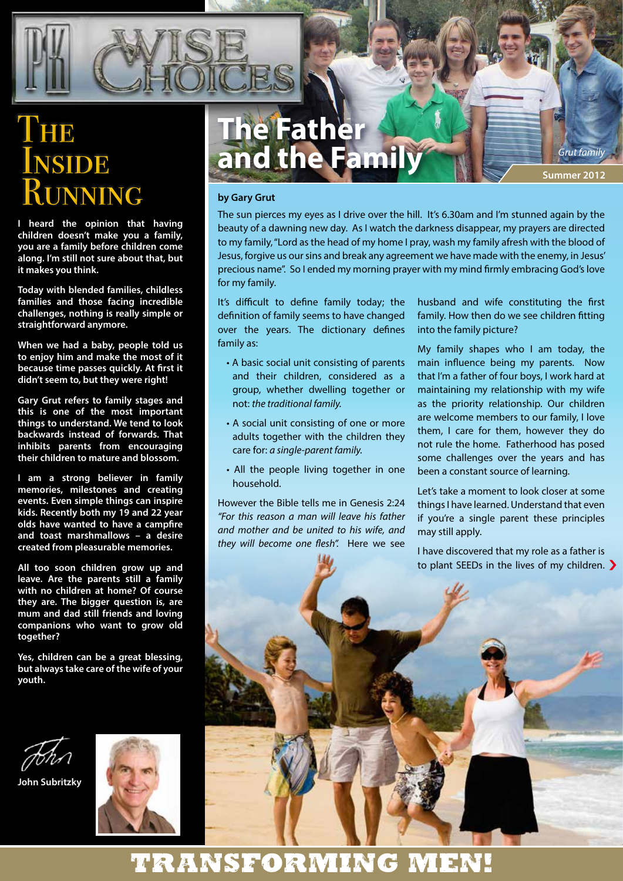# PK Wise Choices

## The Inside Running

**I heard the opinion that having children doesn't make you a family, you are a family before children come along. I'm still not sure about that, but it makes you think.**

**Today with blended families, childless families and those facing incredible challenges, nothing is really simple or straightforward anymore.**

**When we had a baby, people told us to enjoy him and make the most of it because time passes quickly. At first it didn't seem to, but they were right!**

**Gary Grut refers to family stages and this is one of the most important things to understand. We tend to look backwards instead of forwards. That inhibits parents from encouraging their children to mature and blossom.**

**I am a strong believer in family memories, milestones and creating events. Even simple things can inspire kids. Recently both my 19 and 22 year olds have wanted to have a campfire and toast marshmallows – a desire created from pleasurable memories.**

**All too soon children grow up and leave. Are the parents still a family with no children at home? Of course they are. The bigger question is, are mum and dad still friends and loving companions who want to grow old together?**

**Yes, children can be a great blessing, but always take care of the wife of your youth.**

*John*

**John Subritzky**

# The Father and the Family

*Grut family*

**Summer 2012**

**by Gary Grut**

The sun pierces my eyes as I drive over the hill. It's 6.30am and I'm stunned again by the beauty of a dawning new day. As I watch the darkness disappear, my prayers are directed to my family, "Lord as the head of my home I pray, wash my family afresh with the blood of Jesus, forgive us our sins and break any agreement we have made with the enemy, in Jesus' precious name". So I ended my morning prayer with my mind firmly embracing God's love for my family.

It's difficult to define family today; the definition of family seems to have changed over the years. The dictionary defines family as:

- A basic social unit consisting of parents and their children, considered as a group, whether dwelling together or not: *the traditional family.*
- A social unit consisting of one or more adults together with the children they care for: *a single-parent family.*
- All the people living together in one household.

However the Bible tells me in Genesis 2:24 *"For this reason a man will leave his father and mother and be united to his wife, and they will become one flesh".* Here we see husband and wife constituting the first family. How then do we see children fitting into the family picture?

My family shapes who I am today, the main influence being my parents. Now that I'm a father of four boys, I work hard at maintaining my relationship with my wife as the priority relationship. Our children are welcome members to our family, I love them, I care for them, however they do not rule the home. Fatherhood has posed some challenges over the years and has been a constant source of learning.

Let's take a moment to look closer at some things I have learned. Understand that even if you're a single parent these principles may still apply.

I have discovered that my role as a father is to plant SEEDs in the lives of my children. ›

**TRANSFORMING MEN!**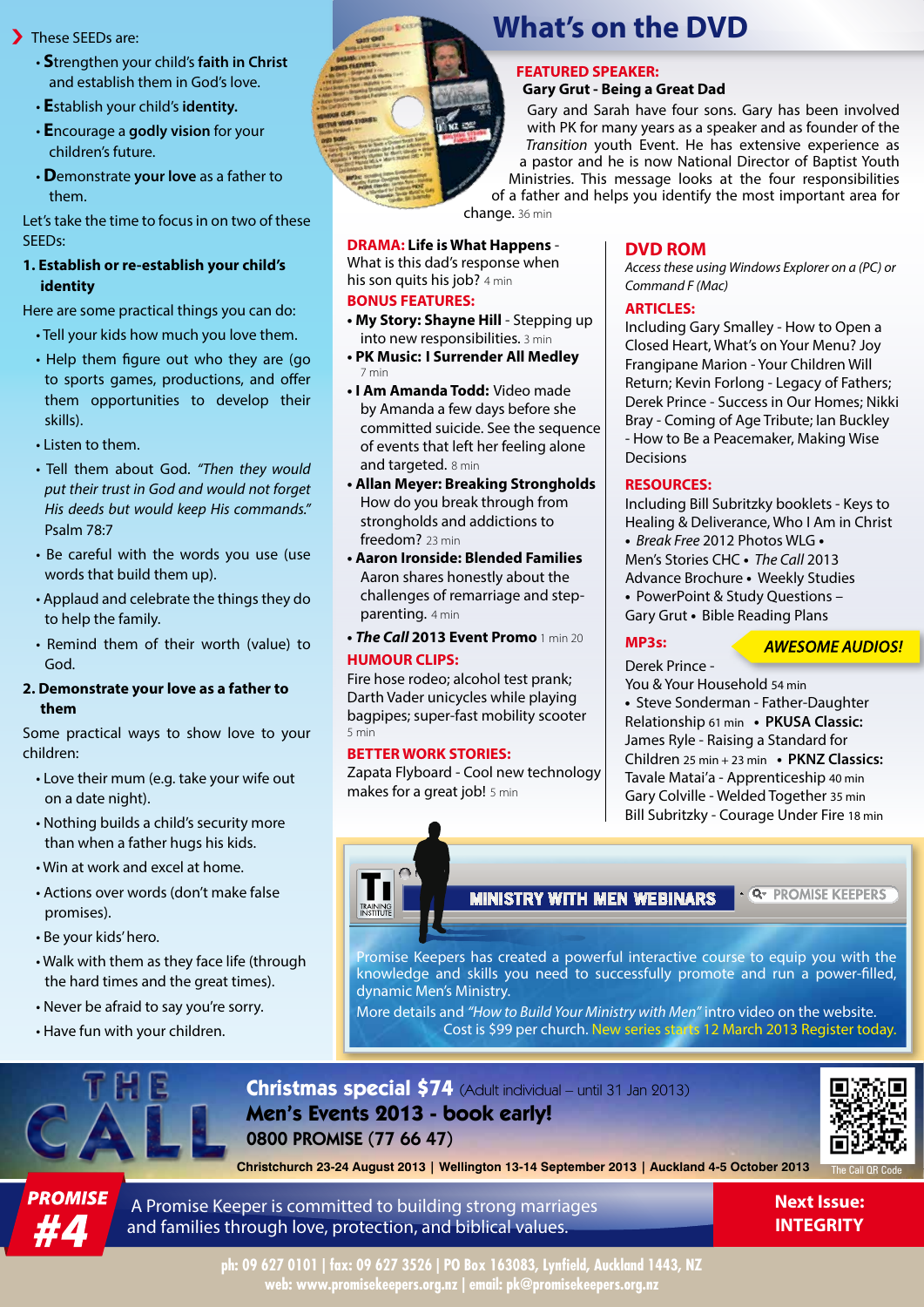These SEEDs are:

- **S**trengthen your child's **faith in Christ** and establish them in God's love.
- **E**stablish your child's **identity.**
- **E**ncourage a **godly vision** for your children's future.
- **D**emonstrate **your love** as a father to them.

Let's take the time to focus in on two of these SEEDs:

**1. Establish or re-establish your child's identity**

Here are some practical things you can do:

- Tell your kids how much you love them.
- Help them figure out who they are (go to sports games, productions, and offer them opportunities to develop their skills).
- Listen to them.
- Tell them about God. *"Then they would put their trust in God and would not forget His deeds but would keep His commands."* Psalm 78:7
- Be careful with the words you use (use words that build them up).
- Applaud and celebrate the things they do to help the family.
- Remind them of their worth (value) to God.

**2. Demonstrate your love as a father to them**

Some practical ways to show love to your children:

- Love their mum (e.g. take your wife out on a date night).
- Nothing builds a child's security more than when a father hugs his kids.
- Win at work and excel at home.
- Actions over words (don't make false promises).
- Be your kids' hero.
- Walk with them as they face life (through the hard times and the great times).
- Never be afraid to say you're sorry.
- Have fun with your children.

# What's on the DVD

**FEATURED SPEAKER:**
**Gary Grut - Being a Great Dad**
Gary and Sarah have four sons. Gary has been involved with PK for many years as a speaker and as founder of the *Transition* youth Event. He has extensive experience as a pastor and he is now National Director of Baptist Youth Ministries. This message looks at the four responsibilities of a father and helps you identify the most important area for change. 36 min

**DRAMA: Life is What Happens** - What is this dad's response when his son quits his job? 4 min

**BONUS FEATURES:**

- **My Story: Shayne Hill** - Stepping up into new responsibilities. 3 min
- **PK Music: I Surrender All Medley** 7 min
- **I Am Amanda Todd:** Video made by Amanda a few days before she committed suicide. See the sequence of events that left her feeling alone and targeted. 8 min
- **Allan Meyer: Breaking Strongholds** How do you break through from strongholds and addictions to freedom? 23 min
- **Aaron Ironside: Blended Families** Aaron shares honestly about the challenges of remarriage and step-parenting. 4 min
- ***The Call* 2013 Event Promo** 1 min 20

**HUMOUR CLIPS:**
Fire hose rodeo; alcohol test prank; Darth Vader unicycles while playing bagpipes; super-fast mobility scooter 5 min

**BETTER WORK STORIES:**
Zapata Flyboard - Cool new technology makes for a great job! 5 min

**DVD ROM**
*Access these using Windows Explorer on a (PC) or Command F (Mac)*

**ARTICLES:**
Including Gary Smalley - How to Open a Closed Heart, What's on Your Menu? Joy Frangipane Marion - Your Children Will Return; Kevin Forlong - Legacy of Fathers; Derek Prince - Success in Our Homes; Nikki Bray - Coming of Age Tribute; Ian Buckley - How to Be a Peacemaker, Making Wise Decisions

**RESOURCES:**
Including Bill Subritzky booklets - Keys to Healing & Deliverance, Who I Am in Christ • *Break Free* 2012 Photos WLG • Men's Stories CHC • *The Call* 2013 Advance Brochure • Weekly Studies • PowerPoint & Study Questions – Gary Grut • Bible Reading Plans

**MP3s:** *AWESOME AUDIOS!*
Derek Prince - You & Your Household 54 min • Steve Sonderman - Father-Daughter Relationship 61 min • **PKUSA Classic:** James Ryle - Raising a Standard for Children 25 min + 23 min • **PKNZ Classics:** Tavale Matai'a - Apprenticeship 40 min Gary Colville - Welded Together 35 min Bill Subritzky - Courage Under Fire 18 min

**MINISTRY WITH MEN WEBINARS** — PROMISE KEEPERS — TRAINING INSTITUTE

Promise Keepers has created a powerful interactive course to equip you with the knowledge and skills you need to successfully promote and run a power-filled, dynamic Men's Ministry.
More details and *"How to Build Your Ministry with Men"* intro video on the website.
Cost is $99 per church. New series starts 12 March 2013 Register today.

THE CALL

**Christmas special $74** (Adult individual – until 31 Jan 2013)
**Men's Events 2013 - book early!**
**0800 PROMISE (77 66 47)**
**Christchurch 23-24 August 2013 | Wellington 13-14 September 2013 | Auckland 4-5 October 2013**

The Call QR Code

**PROMISE #4**
A Promise Keeper is committed to building strong marriages and families through love, protection, and biblical values.

**Next Issue: INTEGRITY**

ph: 09 627 0101 | fax: 09 627 3526 | PO Box 163083, Lynfield, Auckland 1443, NZ
web: www.promisekeepers.org.nz | email: pk@promisekeepers.org.nz